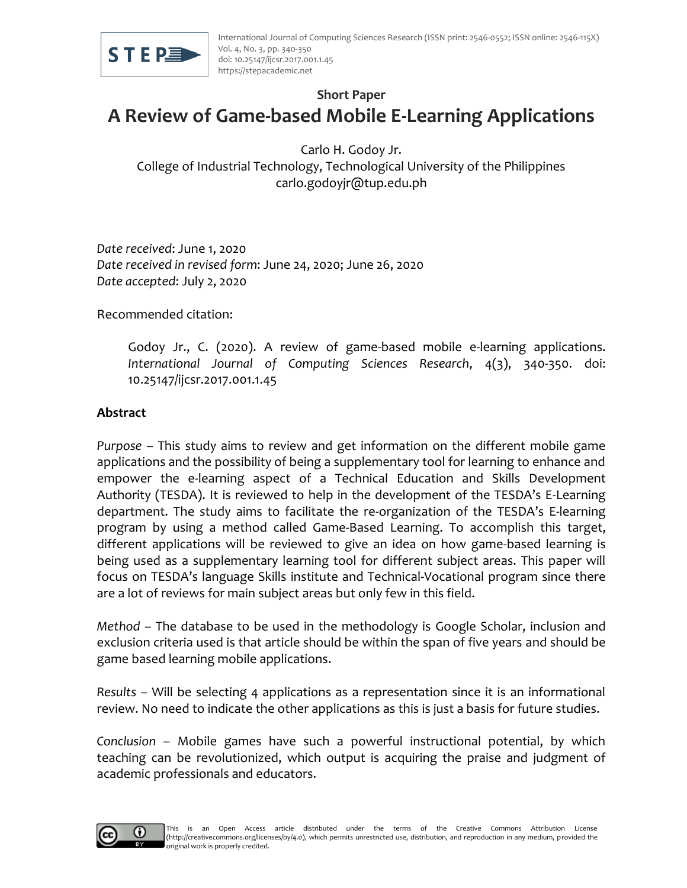Short Paper

# A Review of Game-based Mobile E-Learning Applications

Carlo H. Godoy Jr.
College of Industrial Technology, Technological University of the Philippines
carlo.godoyjr@tup.edu.ph

*Date received*: June 1, 2020
*Date received in revised form*: June 24, 2020; June 26, 2020
*Date accepted*: July 2, 2020

Recommended citation:

> Godoy Jr., C. (2020). A review of game-based mobile e-learning applications. *International Journal of Computing Sciences Research*, 4(3), 340-350. doi: 10.25147/ijcsr.2017.001.1.45

## Abstract

*Purpose* – This study aims to review and get information on the different mobile game applications and the possibility of being a supplementary tool for learning to enhance and empower the e-learning aspect of a Technical Education and Skills Development Authority (TESDA). It is reviewed to help in the development of the TESDA's E-Learning department. The study aims to facilitate the re-organization of the TESDA's E-learning program by using a method called Game-Based Learning. To accomplish this target, different applications will be reviewed to give an idea on how game-based learning is being used as a supplementary learning tool for different subject areas. This paper will focus on TESDA's language Skills institute and Technical-Vocational program since there are a lot of reviews for main subject areas but only few in this field.

*Method* – The database to be used in the methodology is Google Scholar, inclusion and exclusion criteria used is that article should be within the span of five years and should be game based learning mobile applications.

*Results* – Will be selecting 4 applications as a representation since it is an informational review. No need to indicate the other applications as this is just a basis for future studies.

*Conclusion* – Mobile games have such a powerful instructional potential, by which teaching can be revolutionized, which output is acquiring the praise and judgment of academic professionals and educators.

This is an Open Access article distributed under the terms of the Creative Commons Attribution License (http://creativecommons.org/licenses/by/4.0), which permits unrestricted use, distribution, and reproduction in any medium, provided the original work is properly credited.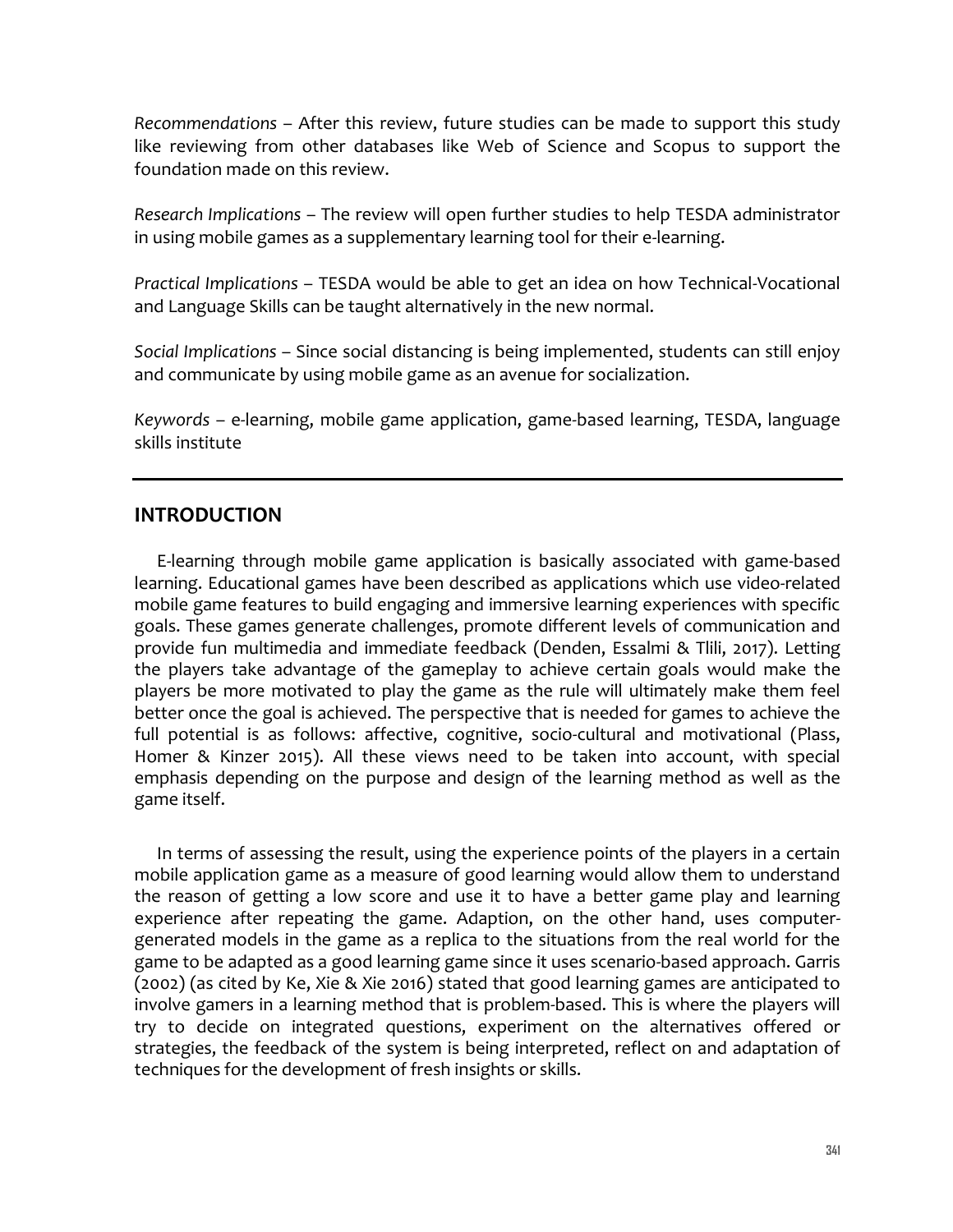*Recommendations* – After this review, future studies can be made to support this study like reviewing from other databases like Web of Science and Scopus to support the foundation made on this review.

*Research Implications* – The review will open further studies to help TESDA administrator in using mobile games as a supplementary learning tool for their e-learning.

*Practical Implications* – TESDA would be able to get an idea on how Technical-Vocational and Language Skills can be taught alternatively in the new normal.

*Social Implications* – Since social distancing is being implemented, students can still enjoy and communicate by using mobile game as an avenue for socialization.

*Keywords* – e-learning, mobile game application, game-based learning, TESDA, language skills institute

---

## INTRODUCTION

E-learning through mobile game application is basically associated with game-based learning. Educational games have been described as applications which use video-related mobile game features to build engaging and immersive learning experiences with specific goals. These games generate challenges, promote different levels of communication and provide fun multimedia and immediate feedback (Denden, Essalmi & Tlili, 2017). Letting the players take advantage of the gameplay to achieve certain goals would make the players be more motivated to play the game as the rule will ultimately make them feel better once the goal is achieved. The perspective that is needed for games to achieve the full potential is as follows: affective, cognitive, socio-cultural and motivational (Plass, Homer & Kinzer 2015). All these views need to be taken into account, with special emphasis depending on the purpose and design of the learning method as well as the game itself.

In terms of assessing the result, using the experience points of the players in a certain mobile application game as a measure of good learning would allow them to understand the reason of getting a low score and use it to have a better game play and learning experience after repeating the game. Adaption, on the other hand, uses computer-generated models in the game as a replica to the situations from the real world for the game to be adapted as a good learning game since it uses scenario-based approach. Garris (2002) (as cited by Ke, Xie & Xie 2016) stated that good learning games are anticipated to involve gamers in a learning method that is problem-based. This is where the players will try to decide on integrated questions, experiment on the alternatives offered or strategies, the feedback of the system is being interpreted, reflect on and adaptation of techniques for the development of fresh insights or skills.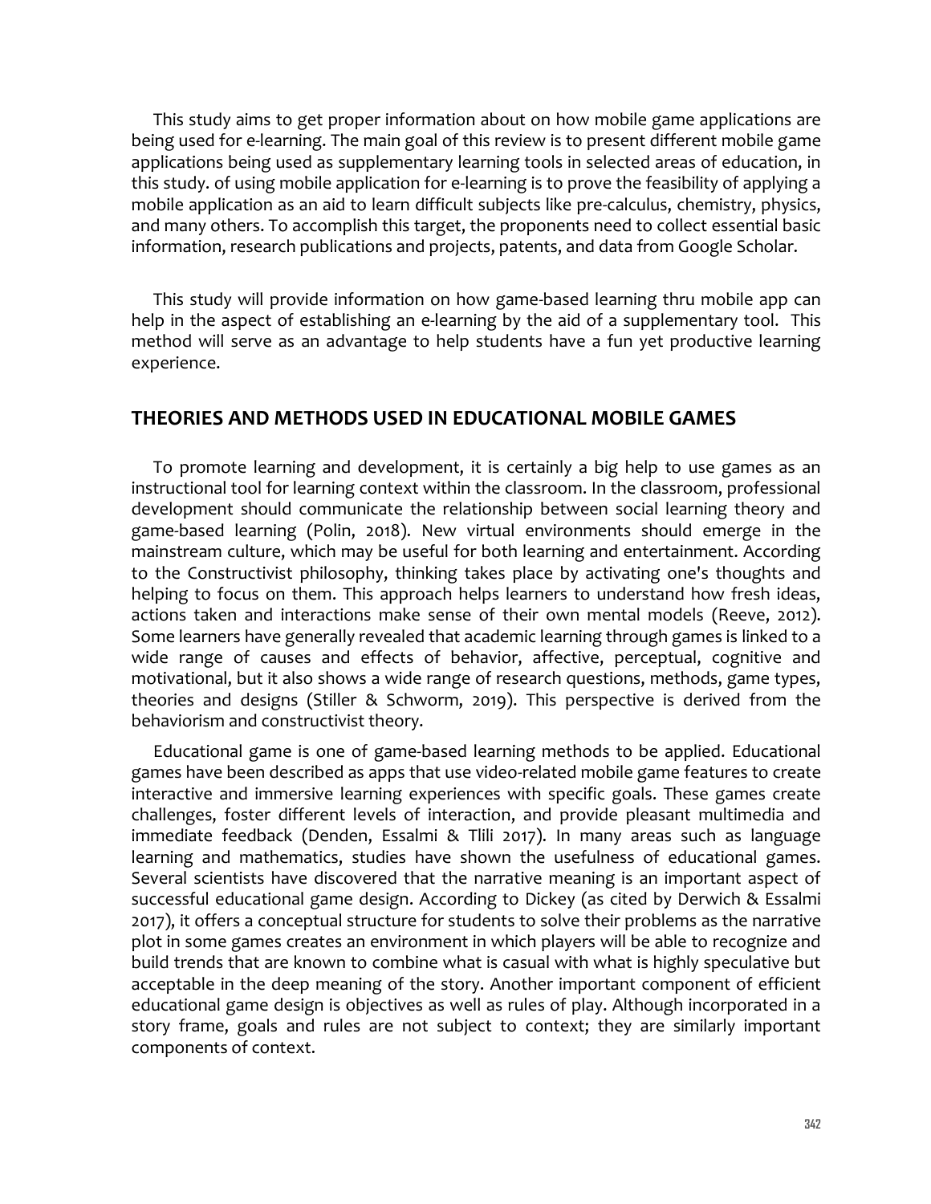This study aims to get proper information about on how mobile game applications are being used for e-learning. The main goal of this review is to present different mobile game applications being used as supplementary learning tools in selected areas of education, in this study. of using mobile application for e-learning is to prove the feasibility of applying a mobile application as an aid to learn difficult subjects like pre-calculus, chemistry, physics, and many others. To accomplish this target, the proponents need to collect essential basic information, research publications and projects, patents, and data from Google Scholar.

This study will provide information on how game-based learning thru mobile app can help in the aspect of establishing an e-learning by the aid of a supplementary tool. This method will serve as an advantage to help students have a fun yet productive learning experience.

## THEORIES AND METHODS USED IN EDUCATIONAL MOBILE GAMES

To promote learning and development, it is certainly a big help to use games as an instructional tool for learning context within the classroom. In the classroom, professional development should communicate the relationship between social learning theory and game-based learning (Polin, 2018). New virtual environments should emerge in the mainstream culture, which may be useful for both learning and entertainment. According to the Constructivist philosophy, thinking takes place by activating one's thoughts and helping to focus on them. This approach helps learners to understand how fresh ideas, actions taken and interactions make sense of their own mental models (Reeve, 2012). Some learners have generally revealed that academic learning through games is linked to a wide range of causes and effects of behavior, affective, perceptual, cognitive and motivational, but it also shows a wide range of research questions, methods, game types, theories and designs (Stiller & Schworm, 2019). This perspective is derived from the behaviorism and constructivist theory.

Educational game is one of game-based learning methods to be applied. Educational games have been described as apps that use video-related mobile game features to create interactive and immersive learning experiences with specific goals. These games create challenges, foster different levels of interaction, and provide pleasant multimedia and immediate feedback (Denden, Essalmi & Tlili 2017). In many areas such as language learning and mathematics, studies have shown the usefulness of educational games. Several scientists have discovered that the narrative meaning is an important aspect of successful educational game design. According to Dickey (as cited by Derwich & Essalmi 2017), it offers a conceptual structure for students to solve their problems as the narrative plot in some games creates an environment in which players will be able to recognize and build trends that are known to combine what is casual with what is highly speculative but acceptable in the deep meaning of the story. Another important component of efficient educational game design is objectives as well as rules of play. Although incorporated in a story frame, goals and rules are not subject to context; they are similarly important components of context.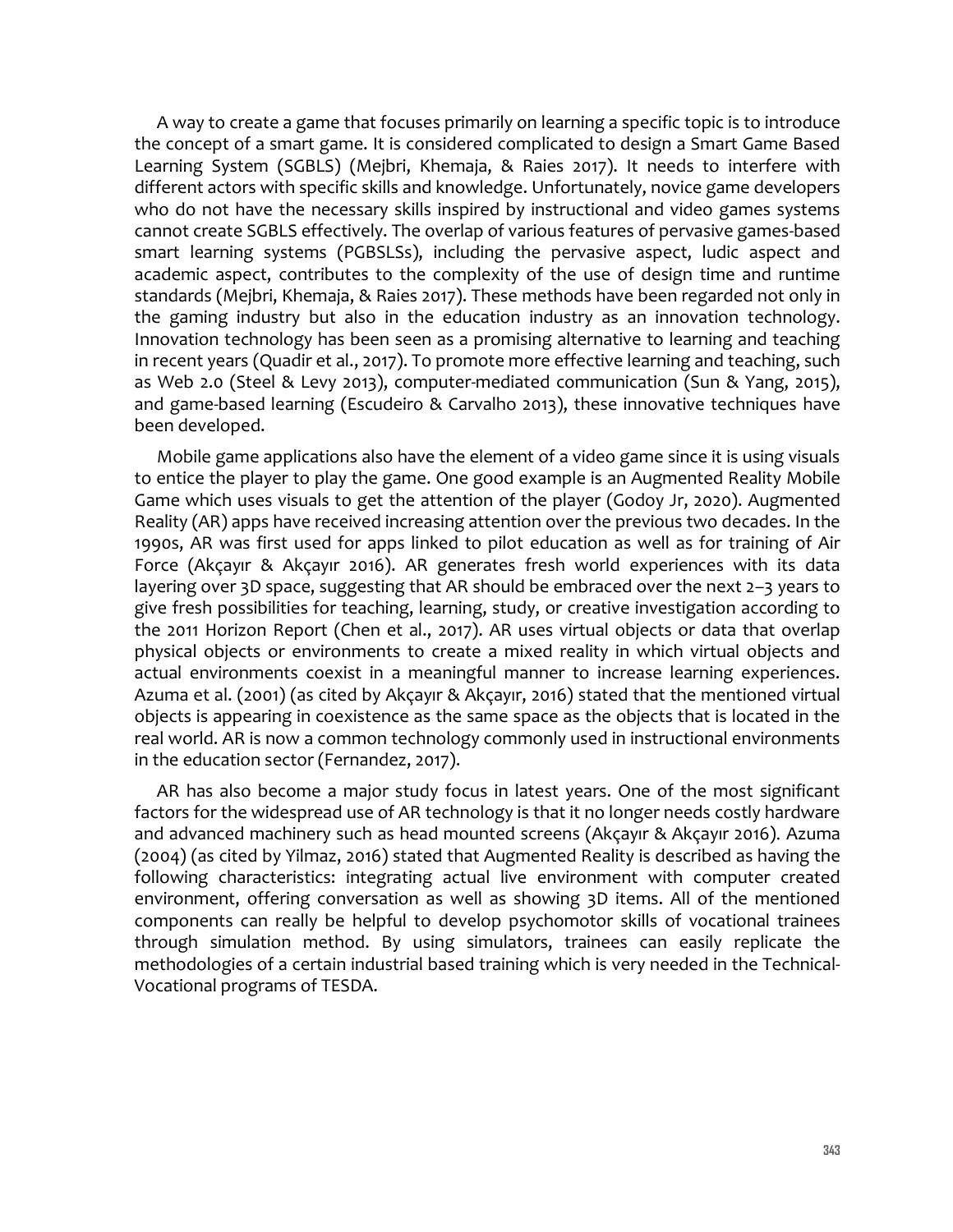A way to create a game that focuses primarily on learning a specific topic is to introduce the concept of a smart game. It is considered complicated to design a Smart Game Based Learning System (SGBLS) (Mejbri, Khemaja, & Raies 2017). It needs to interfere with different actors with specific skills and knowledge. Unfortunately, novice game developers who do not have the necessary skills inspired by instructional and video games systems cannot create SGBLS effectively. The overlap of various features of pervasive games-based smart learning systems (PGBSLSs), including the pervasive aspect, ludic aspect and academic aspect, contributes to the complexity of the use of design time and runtime standards (Mejbri, Khemaja, & Raies 2017). These methods have been regarded not only in the gaming industry but also in the education industry as an innovation technology. Innovation technology has been seen as a promising alternative to learning and teaching in recent years (Quadir et al., 2017). To promote more effective learning and teaching, such as Web 2.0 (Steel & Levy 2013), computer-mediated communication (Sun & Yang, 2015), and game-based learning (Escudeiro & Carvalho 2013), these innovative techniques have been developed.

Mobile game applications also have the element of a video game since it is using visuals to entice the player to play the game. One good example is an Augmented Reality Mobile Game which uses visuals to get the attention of the player (Godoy Jr, 2020). Augmented Reality (AR) apps have received increasing attention over the previous two decades. In the 1990s, AR was first used for apps linked to pilot education as well as for training of Air Force (Akçayır & Akçayır 2016). AR generates fresh world experiences with its data layering over 3D space, suggesting that AR should be embraced over the next 2–3 years to give fresh possibilities for teaching, learning, study, or creative investigation according to the 2011 Horizon Report (Chen et al., 2017). AR uses virtual objects or data that overlap physical objects or environments to create a mixed reality in which virtual objects and actual environments coexist in a meaningful manner to increase learning experiences. Azuma et al. (2001) (as cited by Akçayır & Akçayır, 2016) stated that the mentioned virtual objects is appearing in coexistence as the same space as the objects that is located in the real world. AR is now a common technology commonly used in instructional environments in the education sector (Fernandez, 2017).

AR has also become a major study focus in latest years. One of the most significant factors for the widespread use of AR technology is that it no longer needs costly hardware and advanced machinery such as head mounted screens (Akçayır & Akçayır 2016). Azuma (2004) (as cited by Yilmaz, 2016) stated that Augmented Reality is described as having the following characteristics: integrating actual live environment with computer created environment, offering conversation as well as showing 3D items. All of the mentioned components can really be helpful to develop psychomotor skills of vocational trainees through simulation method. By using simulators, trainees can easily replicate the methodologies of a certain industrial based training which is very needed in the Technical-Vocational programs of TESDA.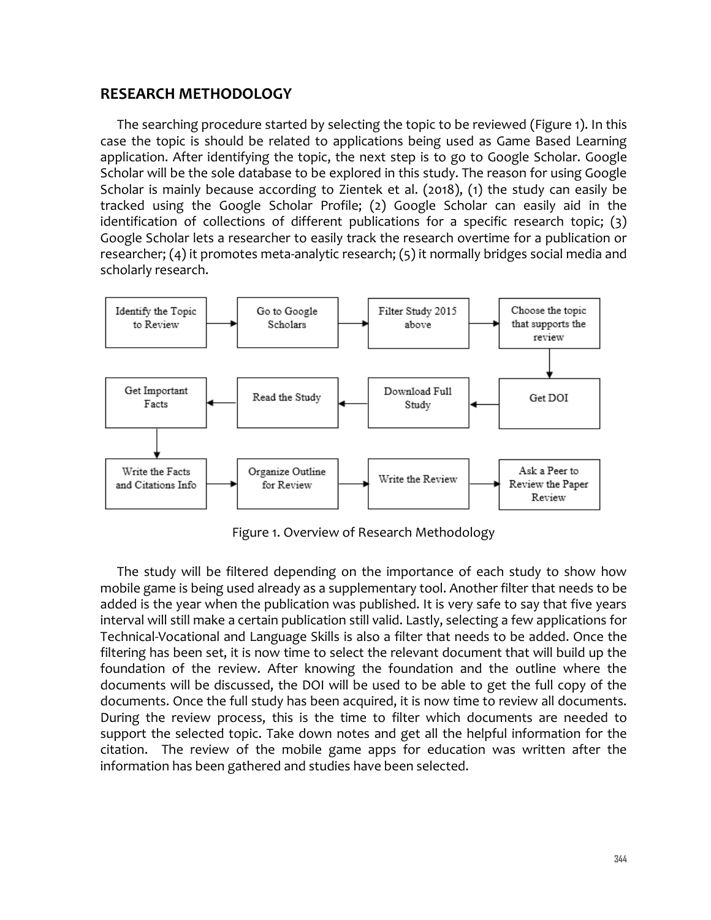## RESEARCH METHODOLOGY

The searching procedure started by selecting the topic to be reviewed (Figure 1). In this case the topic is should be related to applications being used as Game Based Learning application. After identifying the topic, the next step is to go to Google Scholar. Google Scholar will be the sole database to be explored in this study. The reason for using Google Scholar is mainly because according to Zientek et al. (2018), (1) the study can easily be tracked using the Google Scholar Profile; (2) Google Scholar can easily aid in the identification of collections of different publications for a specific research topic; (3) Google Scholar lets a researcher to easily track the research overtime for a publication or researcher; (4) it promotes meta-analytic research; (5) it normally bridges social media and scholarly research.

Identify the Topic to Review → Go to Google Scholars → Filter Study 2015 above → Choose the topic that supports the review → Get DOI → Download Full Study → Read the Study → Get Important Facts → Write the Facts and Citations Info → Organize Outline for Review → Write the Review → Ask a Peer to Review the Paper Review

Figure 1. Overview of Research Methodology

The study will be filtered depending on the importance of each study to show how mobile game is being used already as a supplementary tool. Another filter that needs to be added is the year when the publication was published. It is very safe to say that five years interval will still make a certain publication still valid. Lastly, selecting a few applications for Technical-Vocational and Language Skills is also a filter that needs to be added. Once the filtering has been set, it is now time to select the relevant document that will build up the foundation of the review. After knowing the foundation and the outline where the documents will be discussed, the DOI will be used to be able to get the full copy of the documents. Once the full study has been acquired, it is now time to review all documents. During the review process, this is the time to filter which documents are needed to support the selected topic. Take down notes and get all the helpful information for the citation. The review of the mobile game apps for education was written after the information has been gathered and studies have been selected.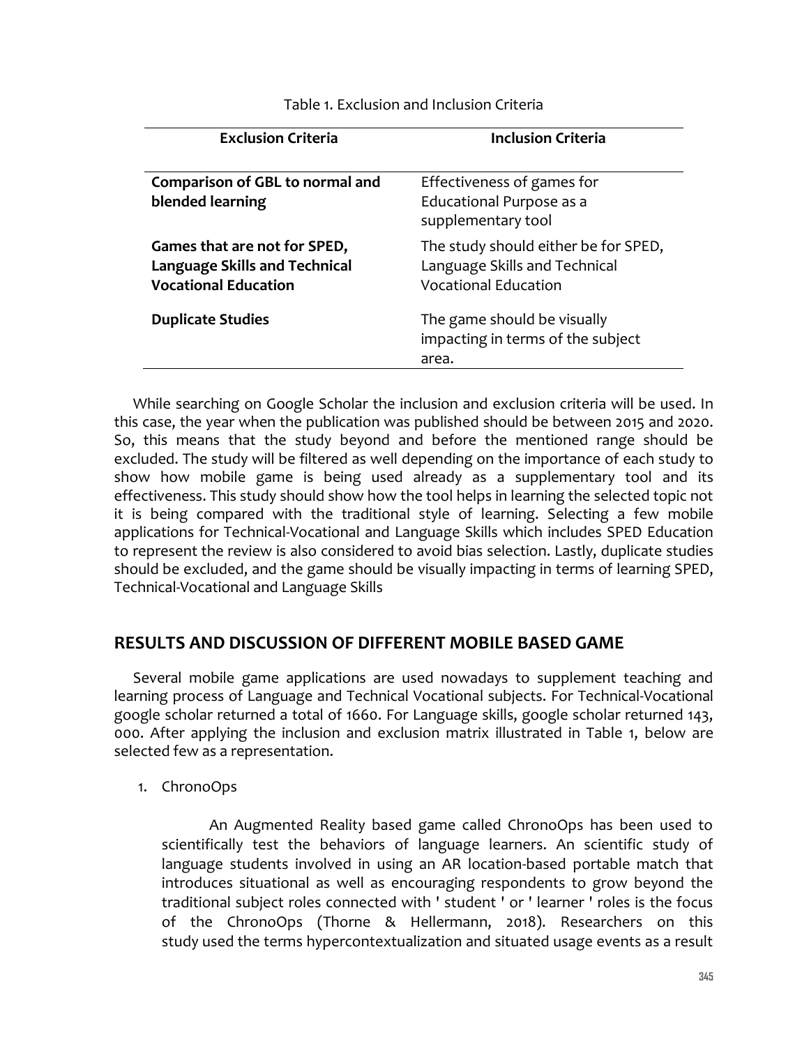Table 1. Exclusion and Inclusion Criteria

| Exclusion Criteria | Inclusion Criteria |
|---|---|
| **Comparison of GBL to normal and blended learning** | Effectiveness of games for Educational Purpose as a supplementary tool |
| **Games that are not for SPED, Language Skills and Technical Vocational Education** | The study should either be for SPED, Language Skills and Technical Vocational Education |
| **Duplicate Studies** | The game should be visually impacting in terms of the subject area. |

While searching on Google Scholar the inclusion and exclusion criteria will be used. In this case, the year when the publication was published should be between 2015 and 2020. So, this means that the study beyond and before the mentioned range should be excluded. The study will be filtered as well depending on the importance of each study to show how mobile game is being used already as a supplementary tool and its effectiveness. This study should show how the tool helps in learning the selected topic not it is being compared with the traditional style of learning. Selecting a few mobile applications for Technical-Vocational and Language Skills which includes SPED Education to represent the review is also considered to avoid bias selection. Lastly, duplicate studies should be excluded, and the game should be visually impacting in terms of learning SPED, Technical-Vocational and Language Skills

## RESULTS AND DISCUSSION OF DIFFERENT MOBILE BASED GAME

Several mobile game applications are used nowadays to supplement teaching and learning process of Language and Technical Vocational subjects. For Technical-Vocational google scholar returned a total of 1660. For Language skills, google scholar returned 143, 000. After applying the inclusion and exclusion matrix illustrated in Table 1, below are selected few as a representation.

1. ChronoOps

    An Augmented Reality based game called ChronoOps has been used to scientifically test the behaviors of language learners. An scientific study of language students involved in using an AR location-based portable match that introduces situational as well as encouraging respondents to grow beyond the traditional subject roles connected with ' student ' or ' learner ' roles is the focus of the ChronoOps (Thorne & Hellermann, 2018). Researchers on this study used the terms hypercontextualization and situated usage events as a result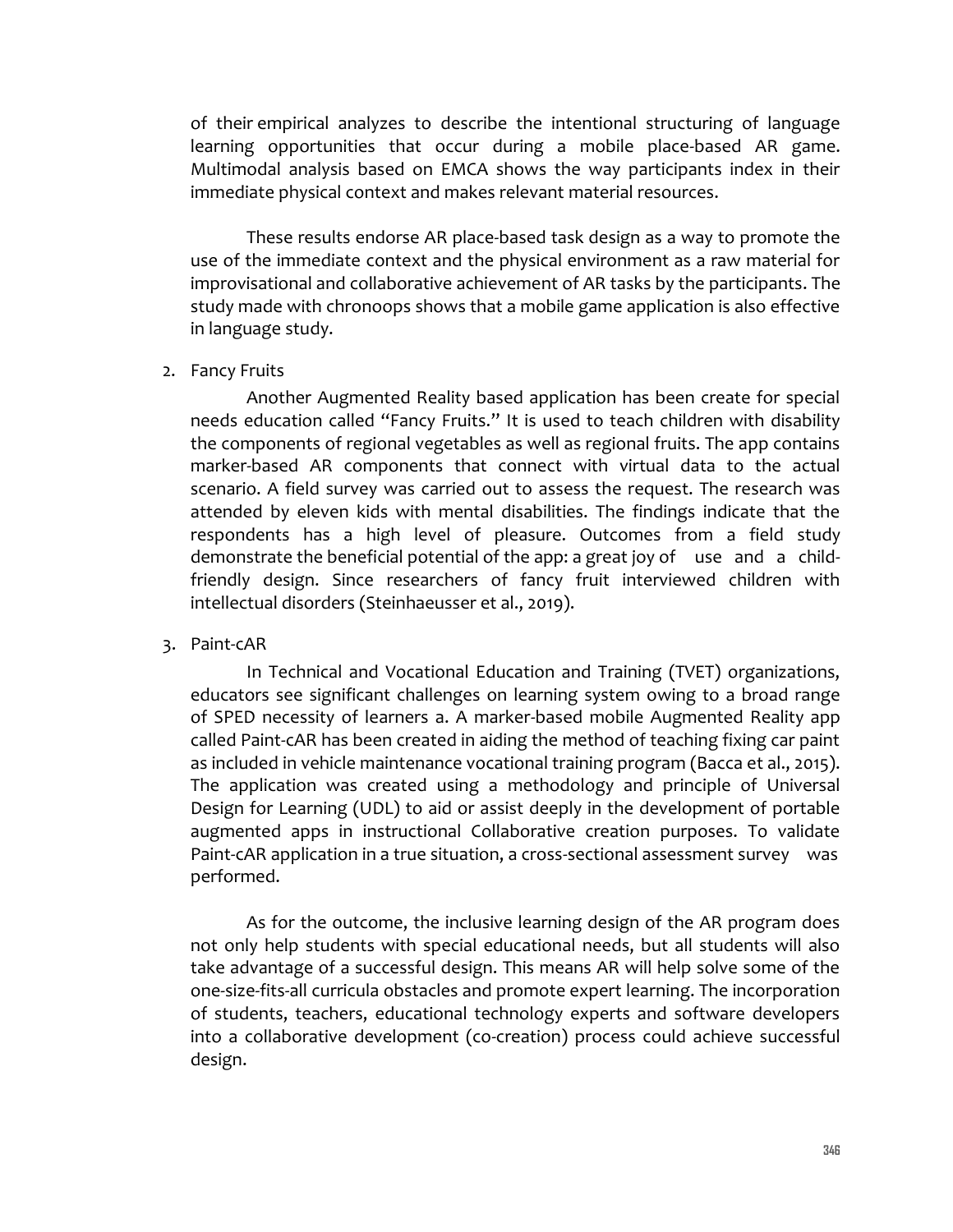of their empirical analyzes to describe the intentional structuring of language learning opportunities that occur during a mobile place-based AR game. Multimodal analysis based on EMCA shows the way participants index in their immediate physical context and makes relevant material resources.

These results endorse AR place-based task design as a way to promote the use of the immediate context and the physical environment as a raw material for improvisational and collaborative achievement of AR tasks by the participants. The study made with chronoops shows that a mobile game application is also effective in language study.

2. Fancy Fruits

Another Augmented Reality based application has been create for special needs education called "Fancy Fruits." It is used to teach children with disability the components of regional vegetables as well as regional fruits. The app contains marker-based AR components that connect with virtual data to the actual scenario. A field survey was carried out to assess the request. The research was attended by eleven kids with mental disabilities. The findings indicate that the respondents has a high level of pleasure. Outcomes from a field study demonstrate the beneficial potential of the app: a great joy of use and a child-friendly design. Since researchers of fancy fruit interviewed children with intellectual disorders (Steinhaeusser et al., 2019).

3. Paint-cAR

In Technical and Vocational Education and Training (TVET) organizations, educators see significant challenges on learning system owing to a broad range of SPED necessity of learners a. A marker-based mobile Augmented Reality app called Paint-cAR has been created in aiding the method of teaching fixing car paint as included in vehicle maintenance vocational training program (Bacca et al., 2015). The application was created using a methodology and principle of Universal Design for Learning (UDL) to aid or assist deeply in the development of portable augmented apps in instructional Collaborative creation purposes. To validate Paint-cAR application in a true situation, a cross-sectional assessment survey was performed.

As for the outcome, the inclusive learning design of the AR program does not only help students with special educational needs, but all students will also take advantage of a successful design. This means AR will help solve some of the one-size-fits-all curricula obstacles and promote expert learning. The incorporation of students, teachers, educational technology experts and software developers into a collaborative development (co-creation) process could achieve successful design.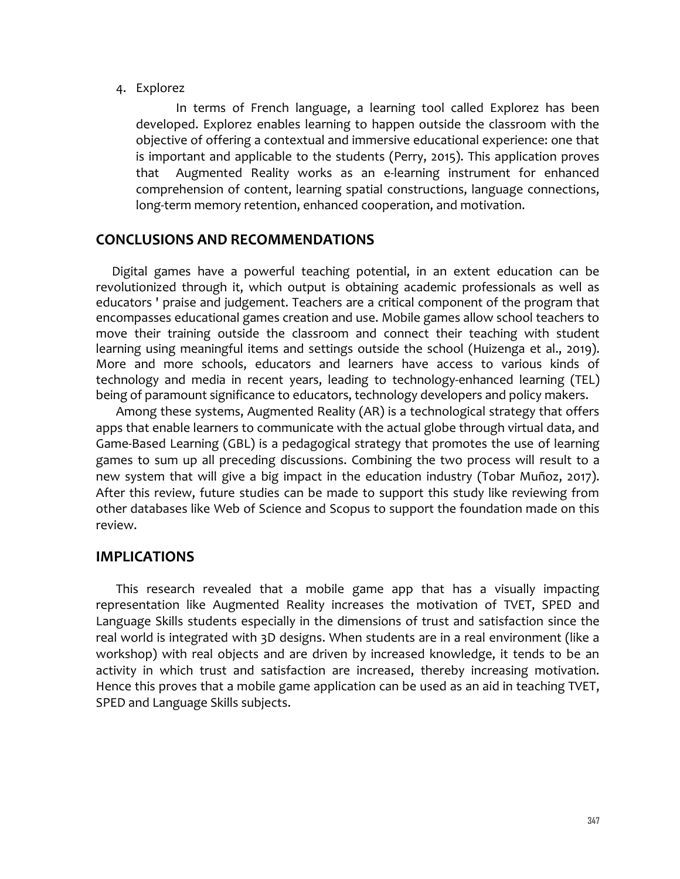4. Explorez

    In terms of French language, a learning tool called Explorez has been developed. Explorez enables learning to happen outside the classroom with the objective of offering a contextual and immersive educational experience: one that is important and applicable to the students (Perry, 2015). This application proves that Augmented Reality works as an e-learning instrument for enhanced comprehension of content, learning spatial constructions, language connections, long-term memory retention, enhanced cooperation, and motivation.

## CONCLUSIONS AND RECOMMENDATIONS

Digital games have a powerful teaching potential, in an extent education can be revolutionized through it, which output is obtaining academic professionals as well as educators ' praise and judgement. Teachers are a critical component of the program that encompasses educational games creation and use. Mobile games allow school teachers to move their training outside the classroom and connect their teaching with student learning using meaningful items and settings outside the school (Huizenga et al., 2019). More and more schools, educators and learners have access to various kinds of technology and media in recent years, leading to technology-enhanced learning (TEL) being of paramount significance to educators, technology developers and policy makers.

Among these systems, Augmented Reality (AR) is a technological strategy that offers apps that enable learners to communicate with the actual globe through virtual data, and Game-Based Learning (GBL) is a pedagogical strategy that promotes the use of learning games to sum up all preceding discussions. Combining the two process will result to a new system that will give a big impact in the education industry (Tobar Muñoz, 2017). After this review, future studies can be made to support this study like reviewing from other databases like Web of Science and Scopus to support the foundation made on this review.

## IMPLICATIONS

This research revealed that a mobile game app that has a visually impacting representation like Augmented Reality increases the motivation of TVET, SPED and Language Skills students especially in the dimensions of trust and satisfaction since the real world is integrated with 3D designs. When students are in a real environment (like a workshop) with real objects and are driven by increased knowledge, it tends to be an activity in which trust and satisfaction are increased, thereby increasing motivation. Hence this proves that a mobile game application can be used as an aid in teaching TVET, SPED and Language Skills subjects.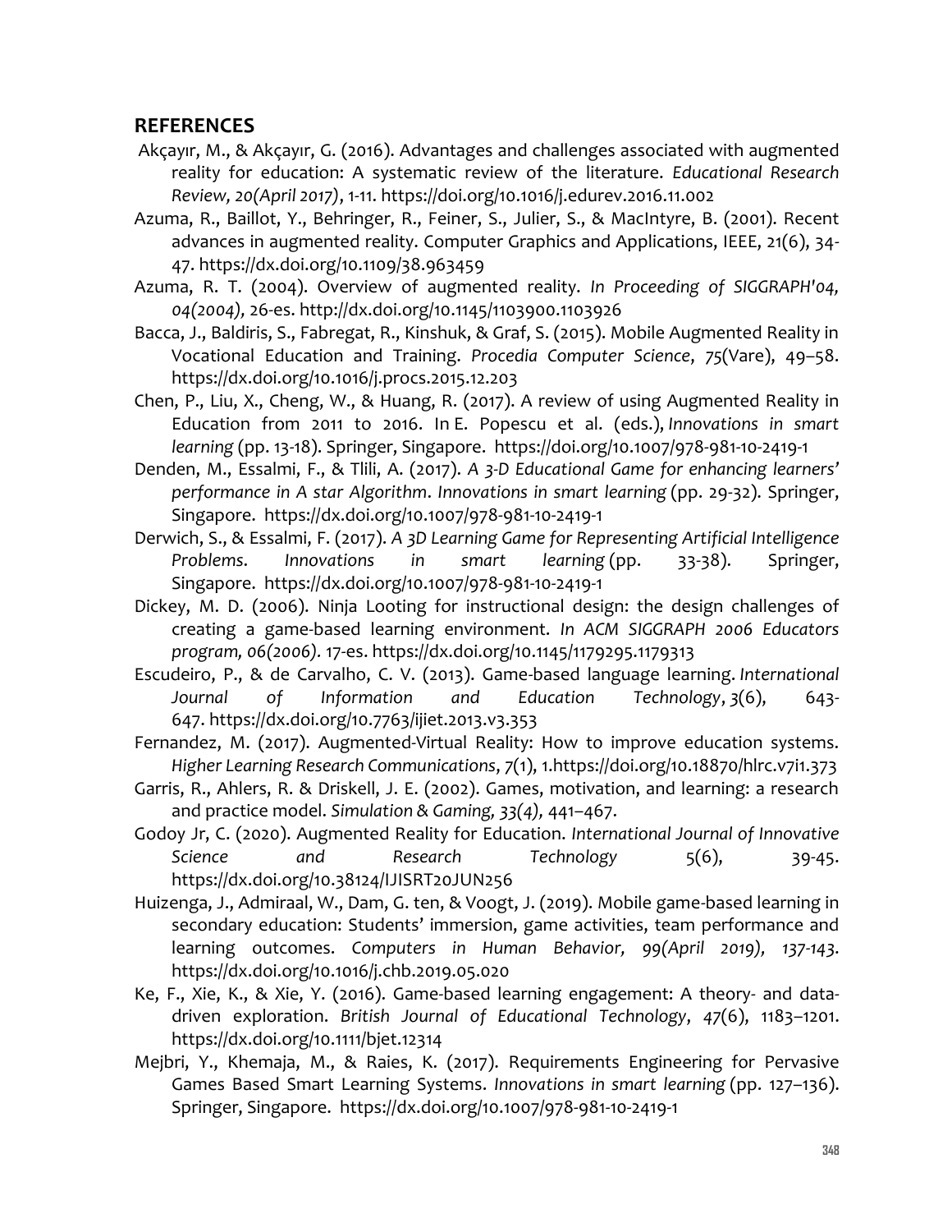## REFERENCES

Akçayır, M., & Akçayır, G. (2016). Advantages and challenges associated with augmented reality for education: A systematic review of the literature. *Educational Research Review, 20(April 2017)*, 1-11. https://doi.org/10.1016/j.edurev.2016.11.002

Azuma, R., Baillot, Y., Behringer, R., Feiner, S., Julier, S., & MacIntyre, B. (2001). Recent advances in augmented reality. Computer Graphics and Applications, IEEE, 21(6), 34-47. https://dx.doi.org/10.1109/38.963459

Azuma, R. T. (2004). Overview of augmented reality. *In Proceeding of SIGGRAPH'04, 04(2004),* 26-es. http://dx.doi.org/10.1145/1103900.1103926

Bacca, J., Baldiris, S., Fabregat, R., Kinshuk, & Graf, S. (2015). Mobile Augmented Reality in Vocational Education and Training. *Procedia Computer Science*, *75*(Vare), 49–58. https://dx.doi.org/10.1016/j.procs.2015.12.203

Chen, P., Liu, X., Cheng, W., & Huang, R. (2017). A review of using Augmented Reality in Education from 2011 to 2016. In E. Popescu et al. (eds.), *Innovations in smart learning* (pp. 13-18). Springer, Singapore. https://doi.org/10.1007/978-981-10-2419-1

Denden, M., Essalmi, F., & Tlili, A. (2017). *A 3-D Educational Game for enhancing learners' performance in A star Algorithm*. *Innovations in smart learning* (pp. 29-32). Springer, Singapore. https://dx.doi.org/10.1007/978-981-10-2419-1

Derwich, S., & Essalmi, F. (2017). *A 3D Learning Game for Representing Artificial Intelligence Problems. Innovations in smart learning* (pp. 33-38). Springer, Singapore. https://dx.doi.org/10.1007/978-981-10-2419-1

Dickey, M. D. (2006). Ninja Looting for instructional design: the design challenges of creating a game-based learning environment. *In ACM SIGGRAPH 2006 Educators program, 06(2006).* 17-es. https://dx.doi.org/10.1145/1179295.1179313

Escudeiro, P., & de Carvalho, C. V. (2013). Game-based language learning. *International Journal of Information and Education Technology*, *3*(6), 643-647. https://dx.doi.org/10.7763/ijiet.2013.v3.353

Fernandez, M. (2017). Augmented-Virtual Reality: How to improve education systems. *Higher Learning Research Communications*, *7*(1), 1.https://doi.org/10.18870/hlrc.v7i1.373

Garris, R., Ahlers, R. & Driskell, J. E. (2002). Games, motivation, and learning: a research and practice model. *Simulation & Gaming, 33(4),* 441–467.

Godoy Jr, C. (2020). Augmented Reality for Education. *International Journal of Innovative Science and Research Technology* 5(6), 39-45. https://dx.doi.org/10.38124/IJISRT20JUN256

Huizenga, J., Admiraal, W., Dam, G. ten, & Voogt, J. (2019). Mobile game-based learning in secondary education: Students' immersion, game activities, team performance and learning outcomes. *Computers in Human Behavior, 99(April 2019), 137-143.* https://dx.doi.org/10.1016/j.chb.2019.05.020

Ke, F., Xie, K., & Xie, Y. (2016). Game-based learning engagement: A theory- and data-driven exploration. *British Journal of Educational Technology*, *47*(6), 1183–1201. https://dx.doi.org/10.1111/bjet.12314

Mejbri, Y., Khemaja, M., & Raies, K. (2017). Requirements Engineering for Pervasive Games Based Smart Learning Systems. *Innovations in smart learning* (pp. 127–136). Springer, Singapore. https://dx.doi.org/10.1007/978-981-10-2419-1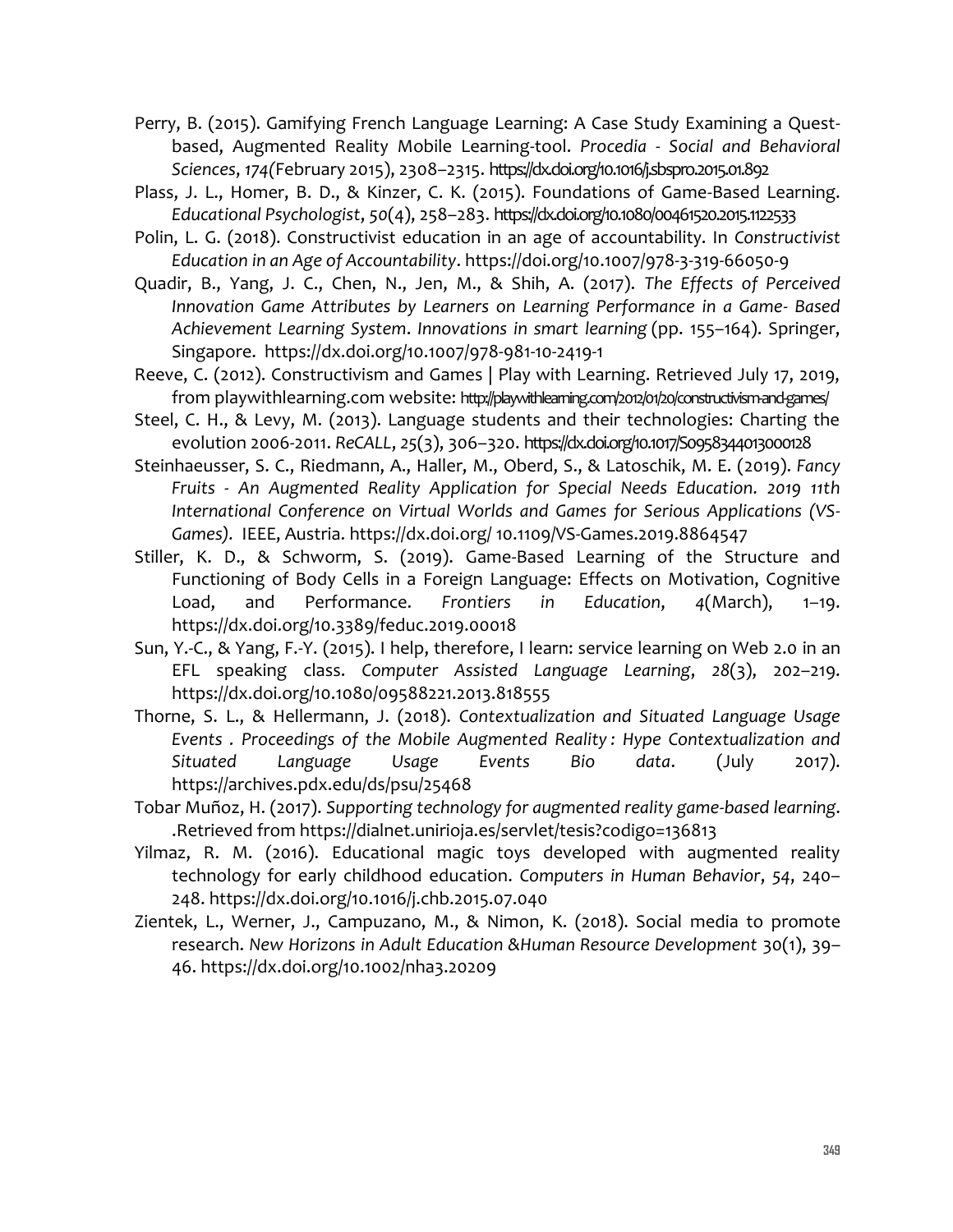Perry, B. (2015). Gamifying French Language Learning: A Case Study Examining a Quest-based, Augmented Reality Mobile Learning-tool. *Procedia - Social and Behavioral Sciences*, *174*(February 2015), 2308–2315. https://dx.doi.org/10.1016/j.sbspro.2015.01.892

Plass, J. L., Homer, B. D., & Kinzer, C. K. (2015). Foundations of Game-Based Learning. *Educational Psychologist*, *50*(4), 258–283. https://dx.doi.org/10.1080/00461520.2015.1122533

Polin, L. G. (2018). Constructivist education in an age of accountability. In *Constructivist Education in an Age of Accountability*. https://doi.org/10.1007/978-3-319-66050-9

Quadir, B., Yang, J. C., Chen, N., Jen, M., & Shih, A. (2017). *The Effects of Perceived Innovation Game Attributes by Learners on Learning Performance in a Game- Based Achievement Learning System. Innovations in smart learning* (pp. 155–164). Springer, Singapore. https://dx.doi.org/10.1007/978-981-10-2419-1

Reeve, C. (2012). Constructivism and Games | Play with Learning. Retrieved July 17, 2019, from playwithlearning.com website: http://playwithlearning.com/2012/01/20/constructivism-and-games/

Steel, C. H., & Levy, M. (2013). Language students and their technologies: Charting the evolution 2006-2011. *ReCALL*, *25*(3), 306–320. https://dx.doi.org/10.1017/S0958344013000128

Steinhaeusser, S. C., Riedmann, A., Haller, M., Oberd, S., & Latoschik, M. E. (2019). *Fancy Fruits - An Augmented Reality Application for Special Needs Education. 2019 11th International Conference on Virtual Worlds and Games for Serious Applications (VS-Games).* IEEE, Austria. https://dx.doi.org/ 10.1109/VS-Games.2019.8864547

Stiller, K. D., & Schworm, S. (2019). Game-Based Learning of the Structure and Functioning of Body Cells in a Foreign Language: Effects on Motivation, Cognitive Load, and Performance. *Frontiers in Education*, *4*(March), 1–19. https://dx.doi.org/10.3389/feduc.2019.00018

Sun, Y.-C., & Yang, F.-Y. (2015). I help, therefore, I learn: service learning on Web 2.0 in an EFL speaking class. *Computer Assisted Language Learning*, *28*(3), 202–219. https://dx.doi.org/10.1080/09588221.2013.818555

Thorne, S. L., & Hellermann, J. (2018). *Contextualization and Situated Language Usage Events . Proceedings of the Mobile Augmented Reality : Hype Contextualization and Situated Language Usage Events Bio data*. (July 2017). https://archives.pdx.edu/ds/psu/25468

Tobar Muñoz, H. (2017). *Supporting technology for augmented reality game-based learning*. .Retrieved from https://dialnet.unirioja.es/servlet/tesis?codigo=136813

Yilmaz, R. M. (2016). Educational magic toys developed with augmented reality technology for early childhood education. *Computers in Human Behavior*, *54*, 240–248. https://dx.doi.org/10.1016/j.chb.2015.07.040

Zientek, L., Werner, J., Campuzano, M., & Nimon, K. (2018). Social media to promote research. *New Horizons in Adult Education &Human Resource Development* 30(1), 39–46. https://dx.doi.org/10.1002/nha3.20209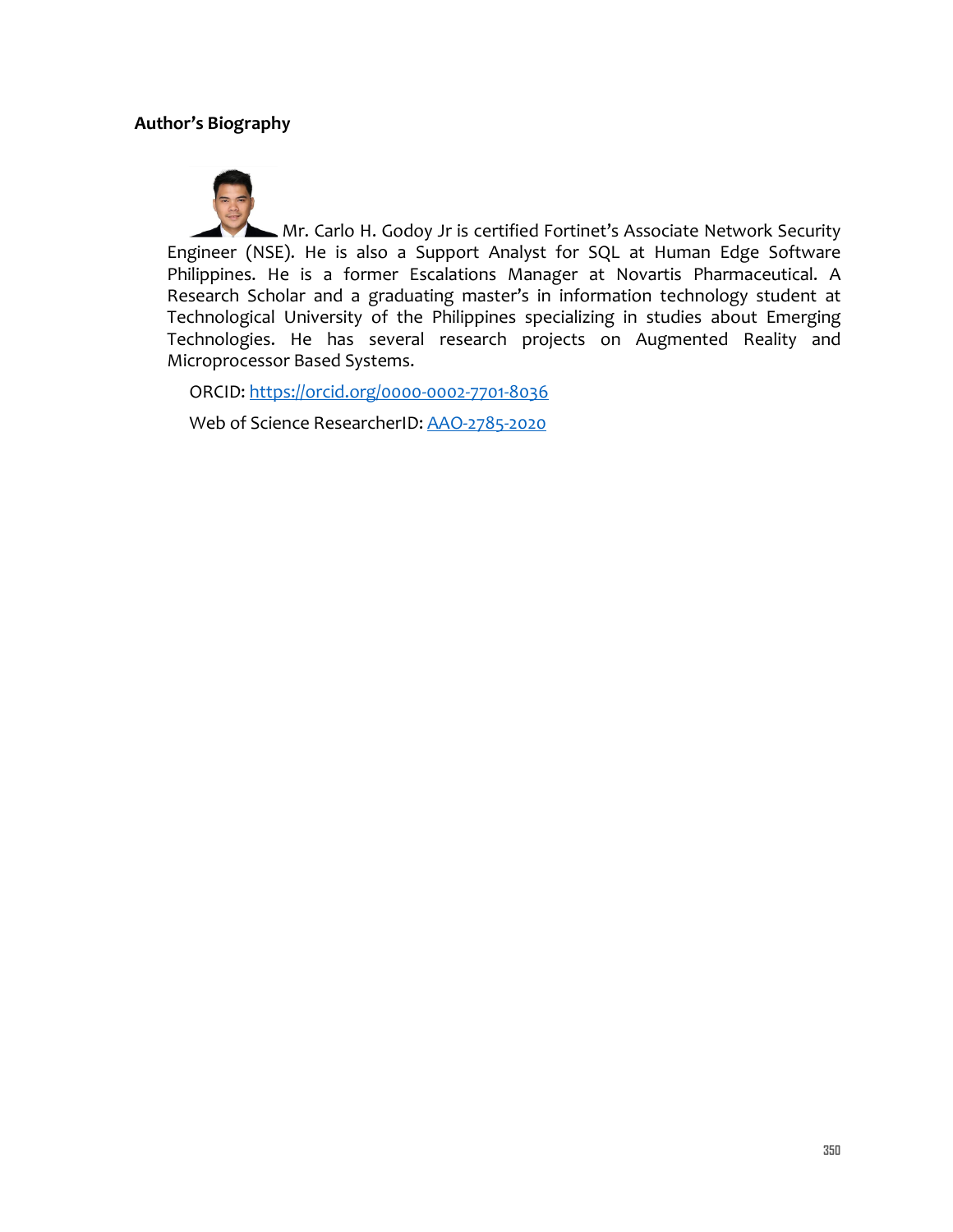**Author's Biography**

Mr. Carlo H. Godoy Jr is certified Fortinet's Associate Network Security Engineer (NSE). He is also a Support Analyst for SQL at Human Edge Software Philippines. He is a former Escalations Manager at Novartis Pharmaceutical. A Research Scholar and a graduating master's in information technology student at Technological University of the Philippines specializing in studies about Emerging Technologies. He has several research projects on Augmented Reality and Microprocessor Based Systems.

ORCID: https://orcid.org/0000-0002-7701-8036

Web of Science ResearcherID: AAO-2785-2020